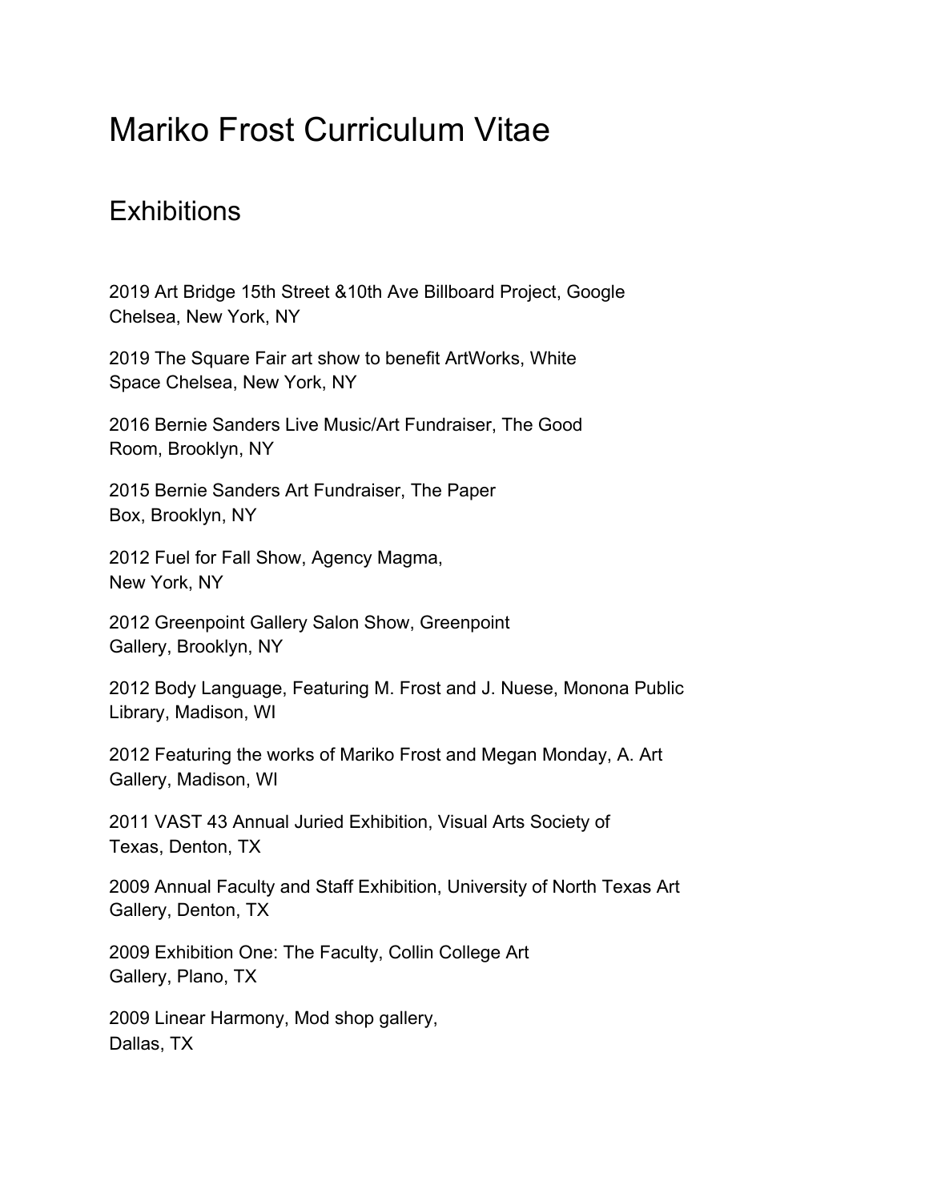# Mariko Frost Curriculum Vitae

## Exhibitions

2019 Art Bridge 15th Street &10th Ave Billboard Project, Google Chelsea, New York, NY

2019 The Square Fair art show to benefit ArtWorks, White Space Chelsea, New York, NY

2016 Bernie Sanders Live Music/Art Fundraiser, The Good Room, Brooklyn, NY

2015 Bernie Sanders Art Fundraiser, The Paper Box, Brooklyn, NY

2012 Fuel for Fall Show, Agency Magma, New York, NY

2012 Greenpoint Gallery Salon Show, Greenpoint Gallery, Brooklyn, NY

2012 Body Language, Featuring M. Frost and J. Nuese, Monona Public Library, Madison, WI

2012 Featuring the works of Mariko Frost and Megan Monday, A. Art Gallery, Madison, WI

2011 VAST 43 Annual Juried Exhibition, Visual Arts Society of Texas, Denton, TX

2009 Annual Faculty and Staff Exhibition, University of North Texas Art Gallery, Denton, TX

2009 Exhibition One: The Faculty, Collin College Art Gallery, Plano, TX

2009 Linear Harmony, Mod shop gallery, Dallas, TX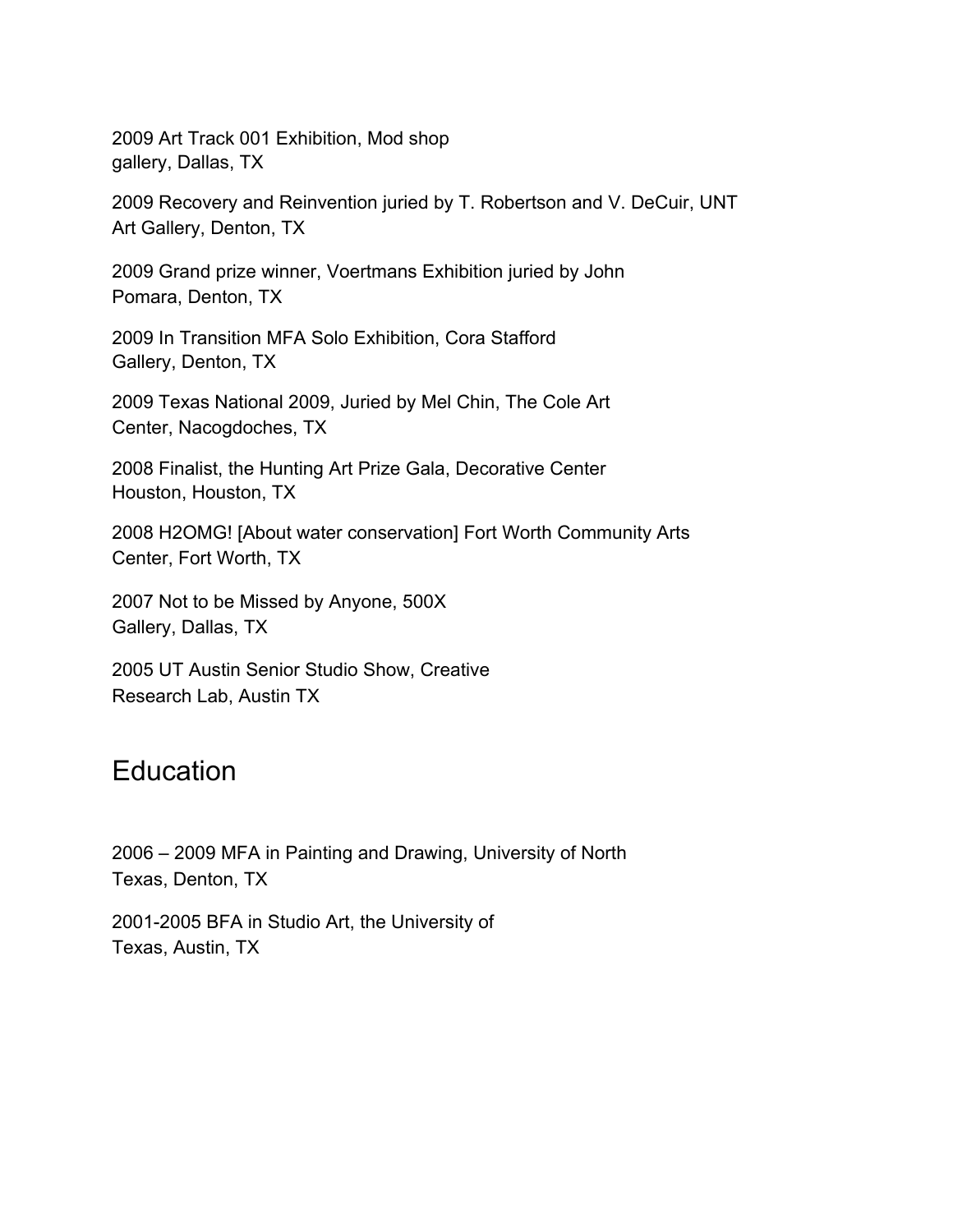2009 Art Track 001 Exhibition, Mod shop gallery, Dallas, TX

2009 Recovery and Reinvention juried by T. Robertson and V. DeCuir, UNT Art Gallery, Denton, TX

2009 Grand prize winner, Voertmans Exhibition juried by John Pomara, Denton, TX

2009 In Transition MFA Solo Exhibition, Cora Stafford Gallery, Denton, TX

2009 Texas National 2009, Juried by Mel Chin, The Cole Art Center, Nacogdoches, TX

2008 Finalist, the Hunting Art Prize Gala, Decorative Center Houston, Houston, TX

2008 H2OMG! [About water conservation] Fort Worth Community Arts Center, Fort Worth, TX

2007 Not to be Missed by Anyone, 500X Gallery, Dallas, TX

2005 UT Austin Senior Studio Show, Creative Research Lab, Austin TX

## Education

2006 – 2009 MFA in Painting and Drawing, University of North Texas, Denton, TX

2001-2005 BFA in Studio Art, the University of Texas, Austin, TX